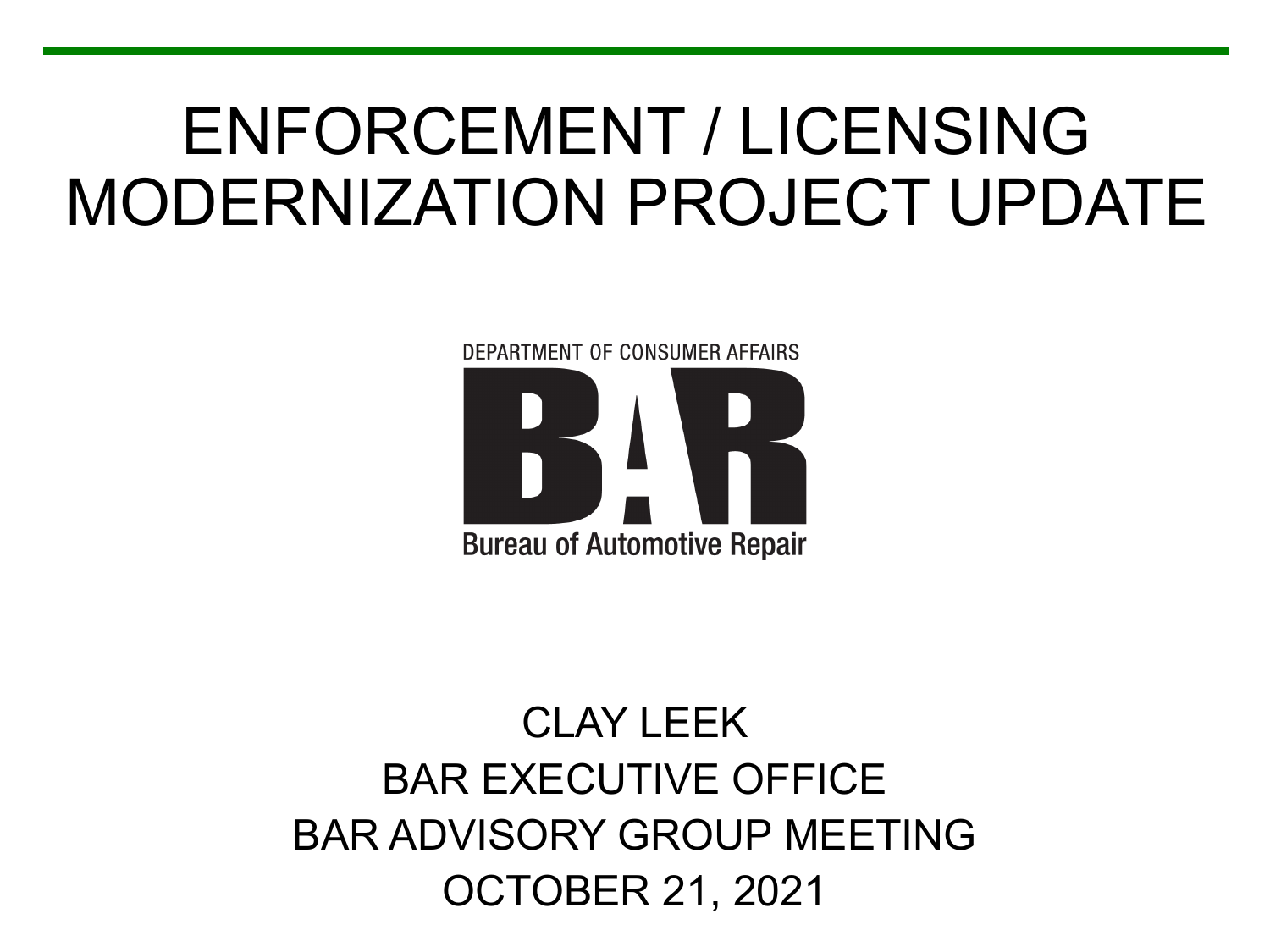# ENFORCEMENT / LICENSING MODERNIZATION PROJECT UPDATE

DEPARTMENT OF CONSUMER AFFAIRS

BAR

Bureau of Automotive Repair

CLAY LEEK

BAR EXECUTIVE OFFICE

BAR ADVISORY GROUP MEETING

OCTOBER 21, 2021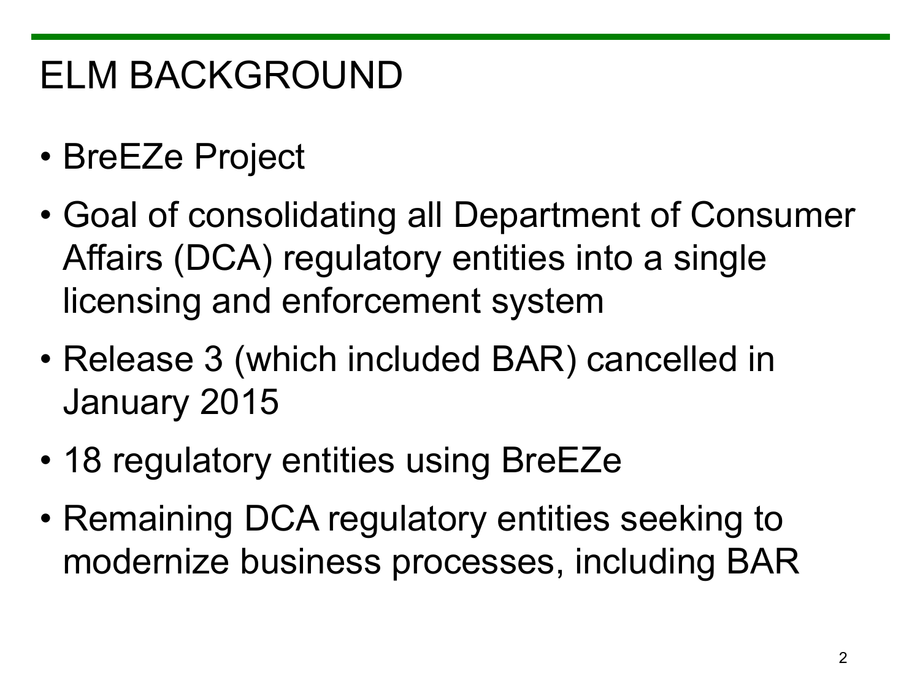# ELM BACKGROUND

- BreEZe Project
- Goal of consolidating all Department of Consumer Affairs (DCA) regulatory entities into a single licensing and enforcement system
- Release 3 (which included BAR) cancelled in January 2015
- 18 regulatory entities using BreEZe
- Remaining DCA regulatory entities seeking to modernize business processes, including BAR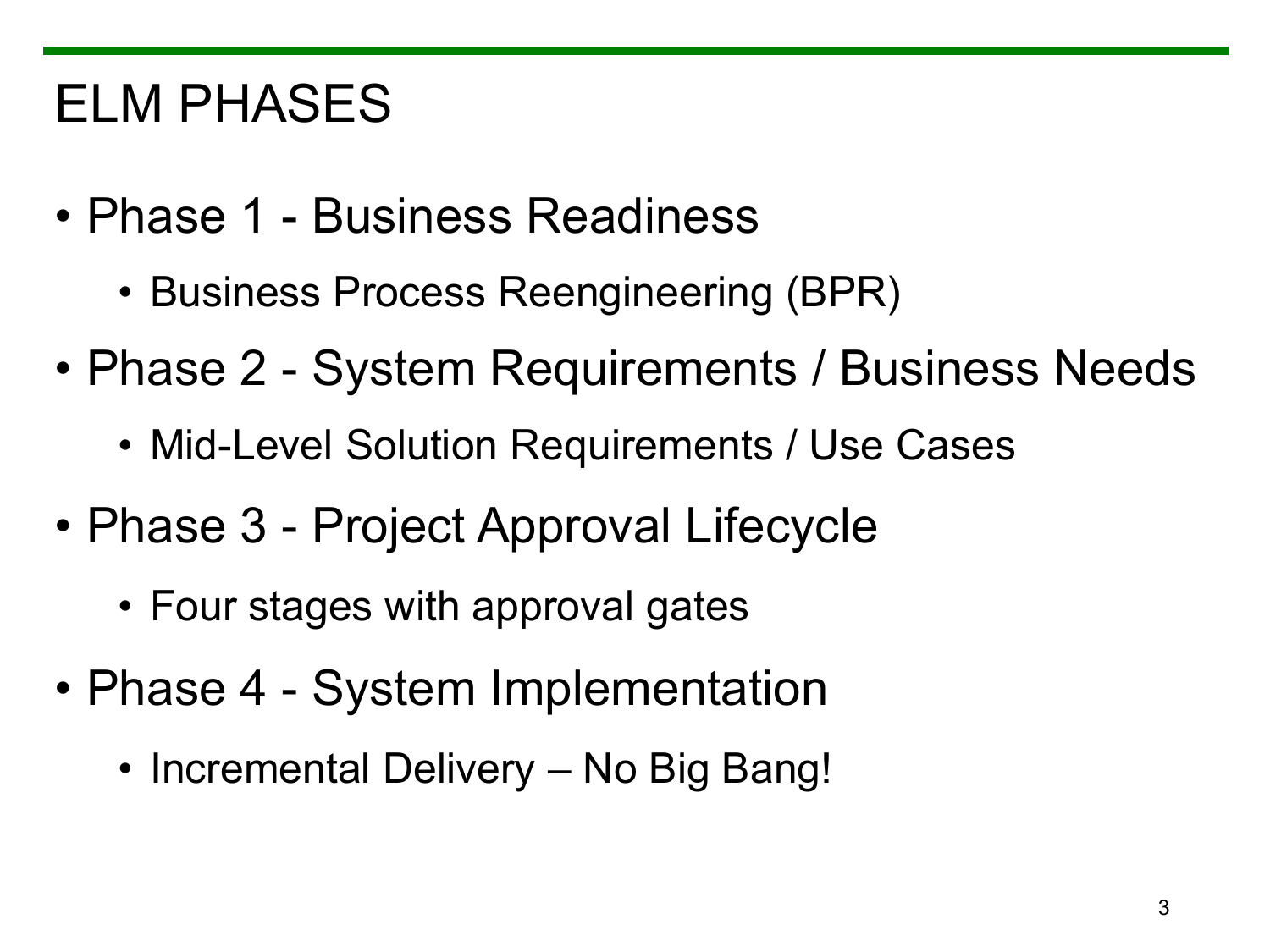# ELM PHASES

- Phase 1 - Business Readiness
  - Business Process Reengineering (BPR)
- Phase 2 - System Requirements / Business Needs
  - Mid-Level Solution Requirements / Use Cases
- Phase 3 - Project Approval Lifecycle
  - Four stages with approval gates
- Phase 4 - System Implementation
  - Incremental Delivery – No Big Bang!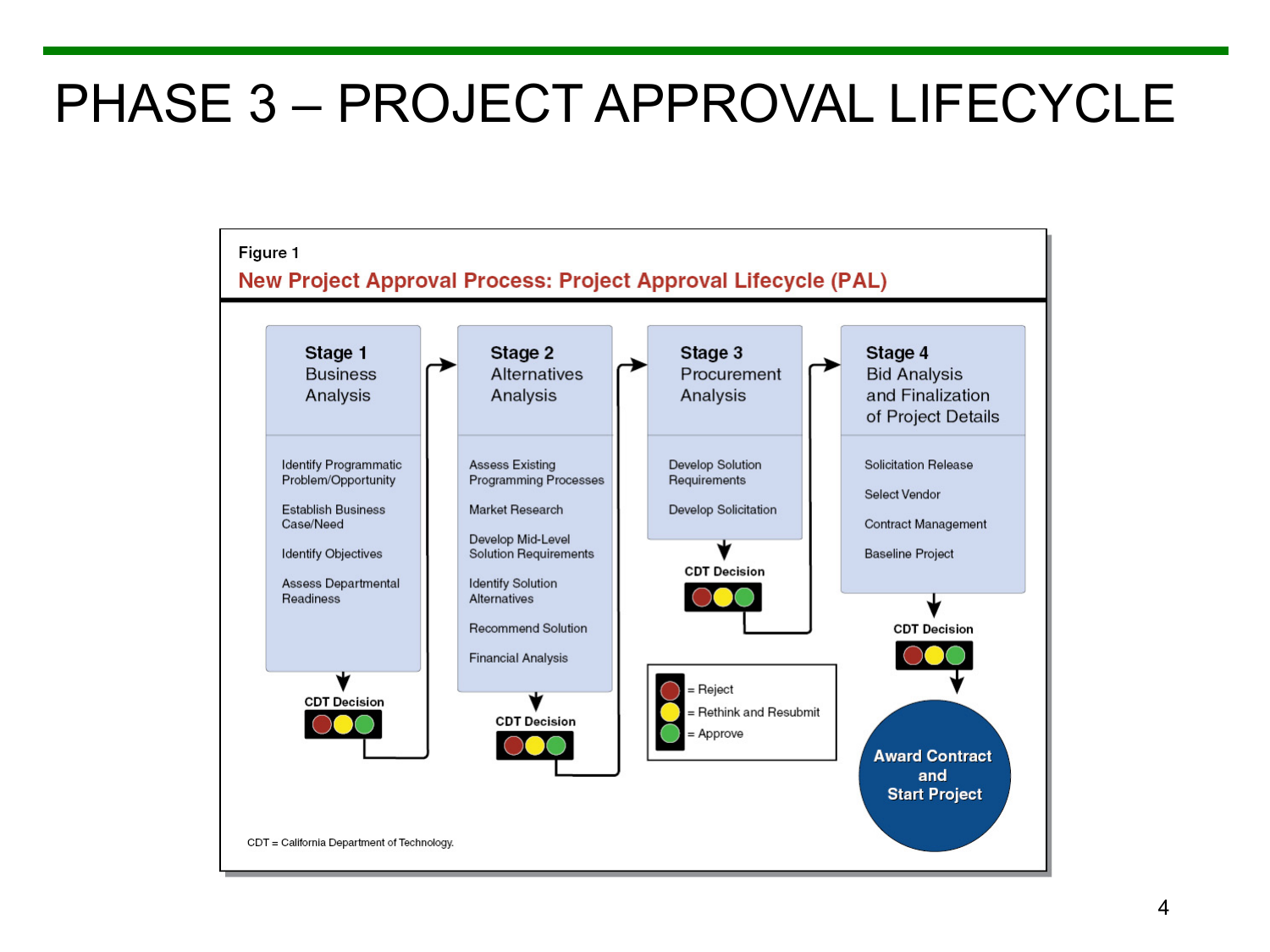# PHASE 3 – PROJECT APPROVAL LIFECYCLE

Figure 1

**New Project Approval Process: Project Approval Lifecycle (PAL)**

**Stage 1**
Business Analysis

- Identify Programmatic Problem/Opportunity
- Establish Business Case/Need
- Identify Objectives
- Assess Departmental Readiness

CDT Decision

**Stage 2**
Alternatives Analysis

- Assess Existing Programming Processes
- Market Research
- Develop Mid-Level Solution Requirements
- Identify Solution Alternatives
- Recommend Solution
- Financial Analysis

CDT Decision

**Stage 3**
Procurement Analysis

- Develop Solution Requirements
- Develop Solicitation

CDT Decision

**Stage 4**
Bid Analysis and Finalization of Project Details

- Solicitation Release
- Select Vendor
- Contract Management
- Baseline Project

CDT Decision

**Award Contract and Start Project**

= Reject
= Rethink and Resubmit
= Approve

CDT = California Department of Technology.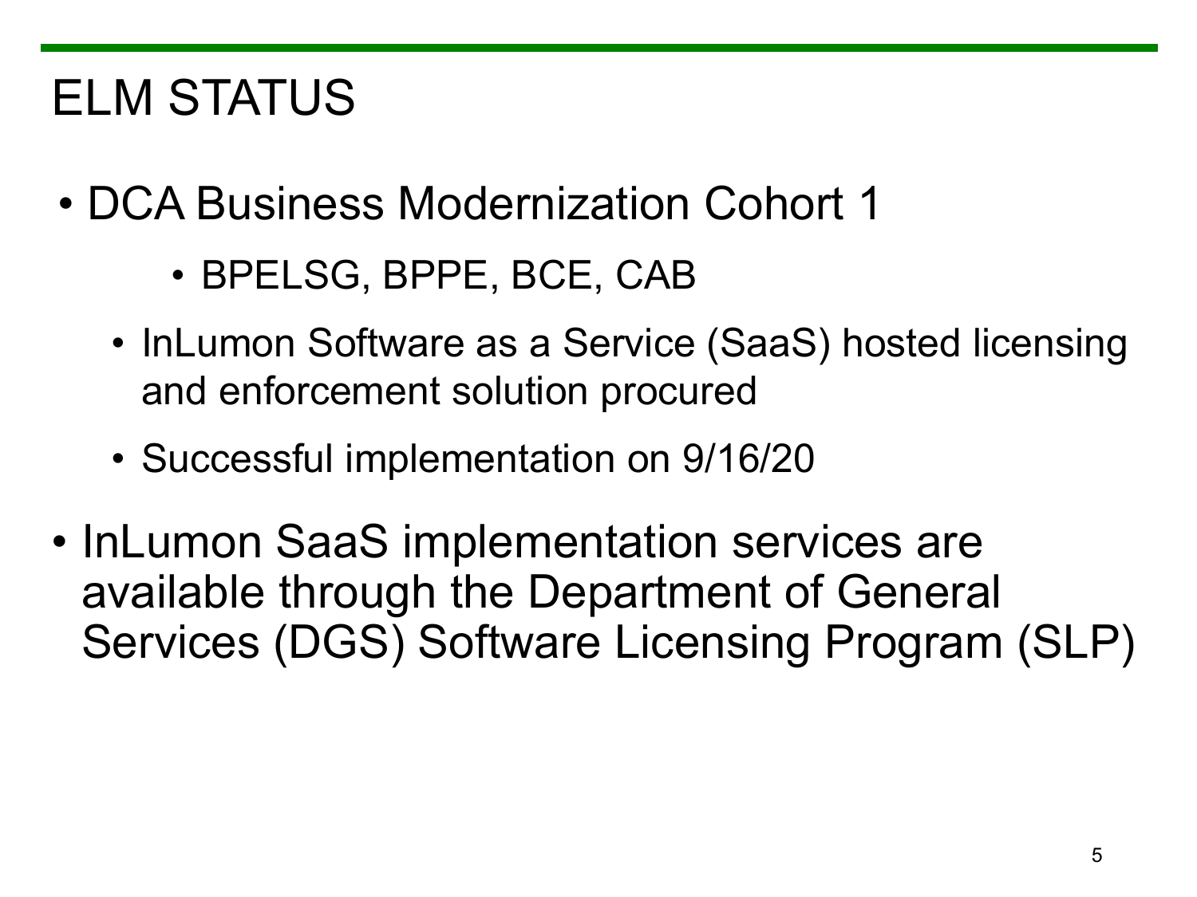# ELM STATUS

- DCA Business Modernization Cohort 1
    - BPELSG, BPPE, BCE, CAB
  - InLumon Software as a Service (SaaS) hosted licensing and enforcement solution procured
  - Successful implementation on 9/16/20
- InLumon SaaS implementation services are available through the Department of General Services (DGS) Software Licensing Program (SLP)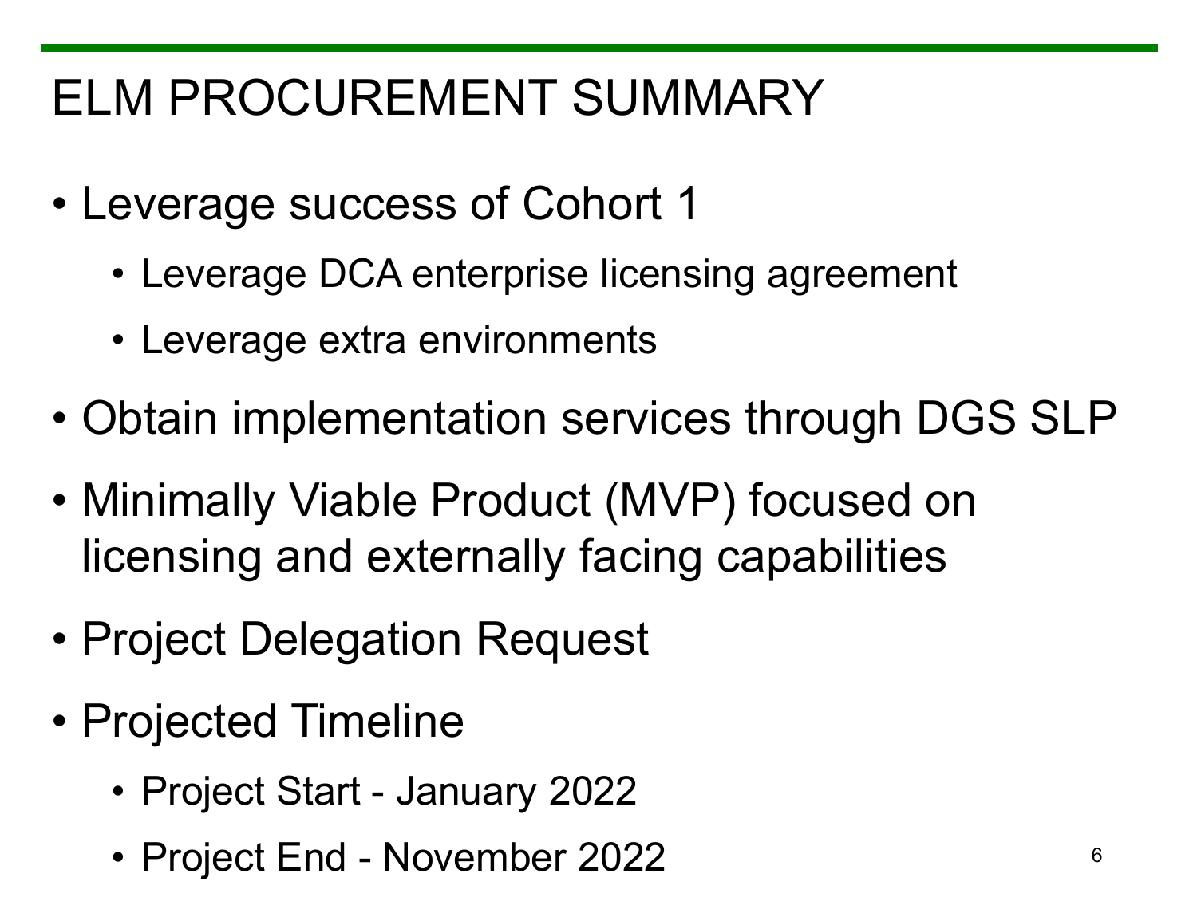# ELM PROCUREMENT SUMMARY

- Leverage success of Cohort 1
  - Leverage DCA enterprise licensing agreement
  - Leverage extra environments
- Obtain implementation services through DGS SLP
- Minimally Viable Product (MVP) focused on licensing and externally facing capabilities
- Project Delegation Request
- Projected Timeline
  - Project Start - January 2022
  - Project End - November 2022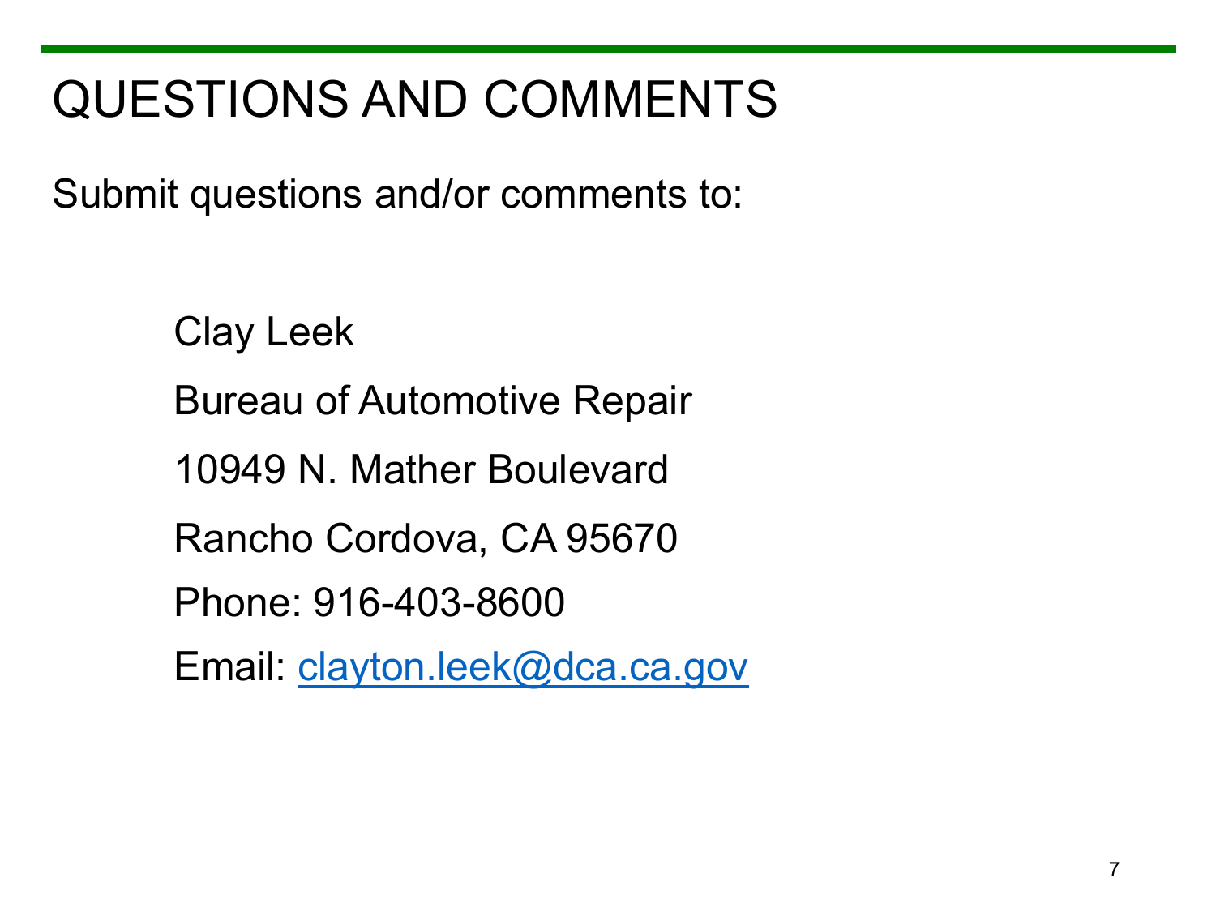# QUESTIONS AND COMMENTS

Submit questions and/or comments to:

Clay Leek

Bureau of Automotive Repair

10949 N. Mather Boulevard

Rancho Cordova, CA 95670

Phone: 916-403-8600

Email: clayton.leek@dca.ca.gov